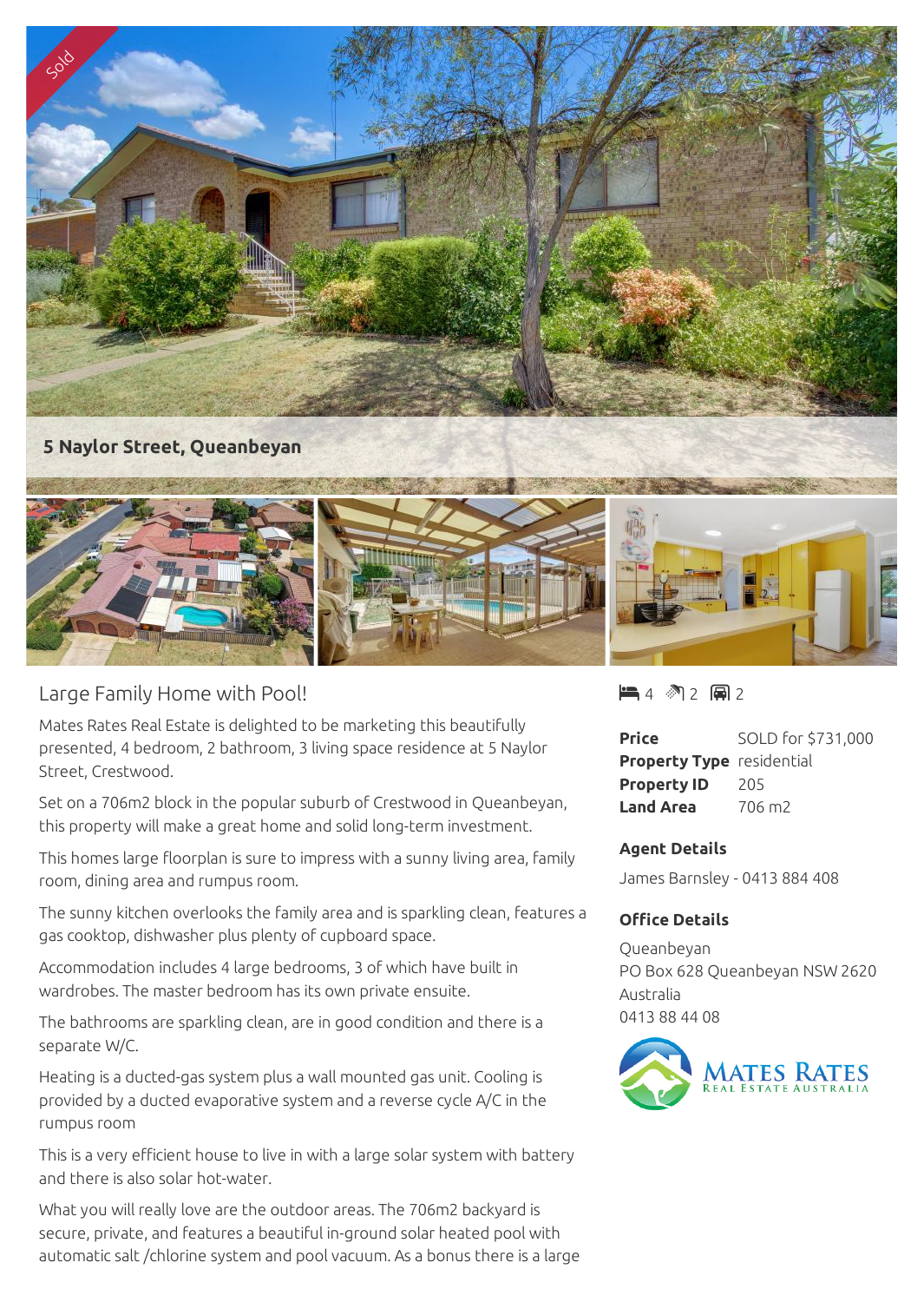Sold

# 5 Naylor Street, Queanbeyan

## Large Family Home with Pool!

4 bed | 2 bath | 2 car

| | |
|---|---|
| **Price** | SOLD for $731,000 |
| **Property Type** | residential |
| **Property ID** | 205 |
| **Land Area** | 706 m2 |

### Agent Details

James Barnsley - 0413 884 408

### Office Details

Queanbeyan
PO Box 628 Queanbeyan NSW 2620
Australia
0413 88 44 08

Mates Rates Real Estate is delighted to be marketing this beautifully presented, 4 bedroom, 2 bathroom, 3 living space residence at 5 Naylor Street, Crestwood.

Set on a 706m2 block in the popular suburb of Crestwood in Queanbeyan, this property will make a great home and solid long-term investment.

This homes large floorplan is sure to impress with a sunny living area, family room, dining area and rumpus room.

The sunny kitchen overlooks the family area and is sparkling clean, features a gas cooktop, dishwasher plus plenty of cupboard space.

Accommodation includes 4 large bedrooms, 3 of which have built in wardrobes. The master bedroom has its own private ensuite.

The bathrooms are sparkling clean, are in good condition and there is a separate W/C.

Heating is a ducted-gas system plus a wall mounted gas unit. Cooling is provided by a ducted evaporative system and a reverse cycle A/C in the rumpus room

This is a very efficient house to live in with a large solar system with battery and there is also solar hot-water.

What you will really love are the outdoor areas. The 706m2 backyard is secure, private, and features a beautiful in-ground solar heated pool with automatic salt /chlorine system and pool vacuum. As a bonus there is a large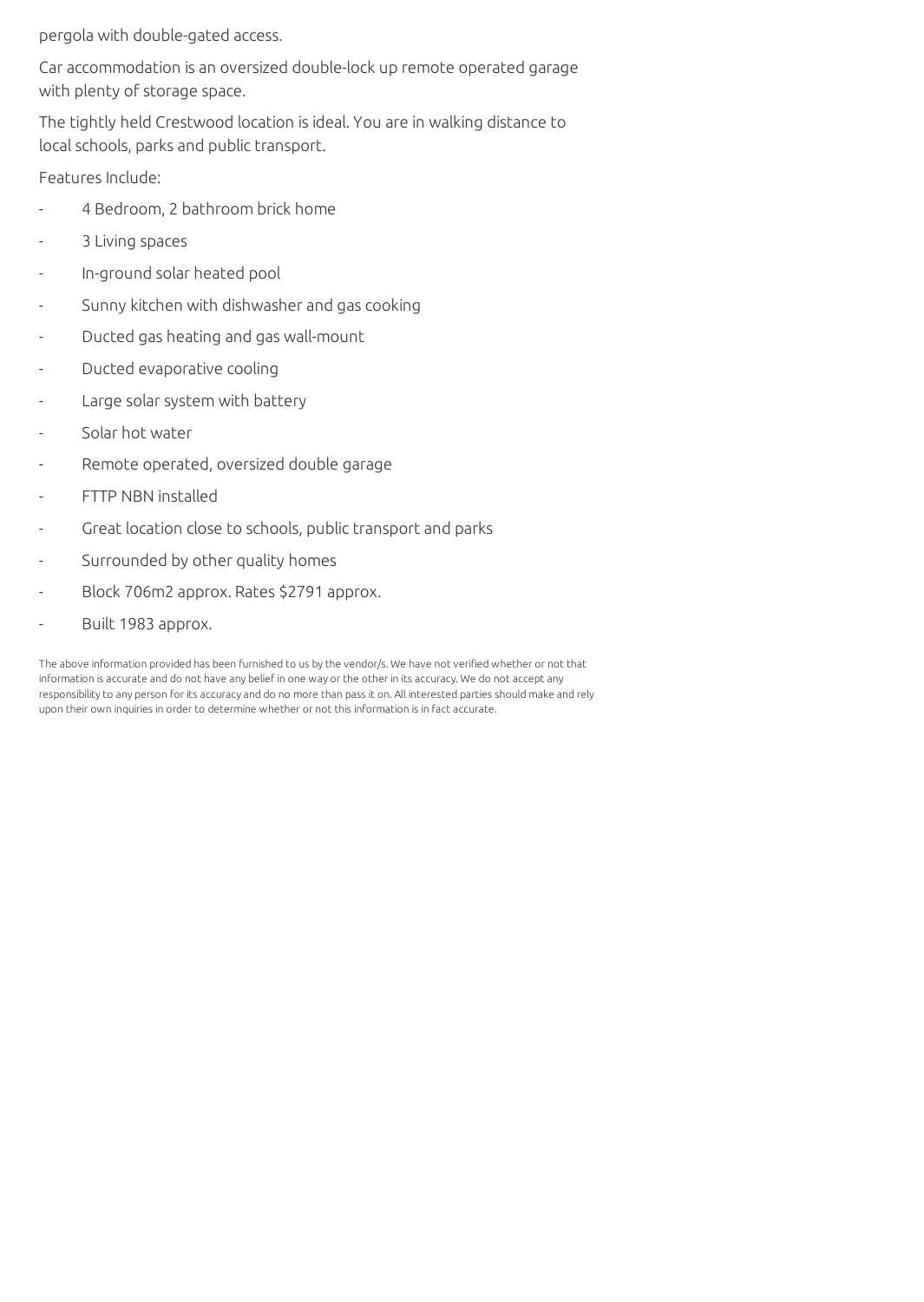pergola with double-gated access.

Car accommodation is an oversized double-lock up remote operated garage with plenty of storage space.

The tightly held Crestwood location is ideal. You are in walking distance to local schools, parks and public transport.

Features Include:

- 4 Bedroom, 2 bathroom brick home
- 3 Living spaces
- In-ground solar heated pool
- Sunny kitchen with dishwasher and gas cooking
- Ducted gas heating and gas wall-mount
- Ducted evaporative cooling
- Large solar system with battery
- Solar hot water
- Remote operated, oversized double garage
- FTTP NBN installed
- Great location close to schools, public transport and parks
- Surrounded by other quality homes
- Block 706m2 approx. Rates $2791 approx.
- Built 1983 approx.

The above information provided has been furnished to us by the vendor/s. We have not verified whether or not that information is accurate and do not have any belief in one way or the other in its accuracy. We do not accept any responsibility to any person for its accuracy and do no more than pass it on. All interested parties should make and rely upon their own inquiries in order to determine whether or not this information is in fact accurate.